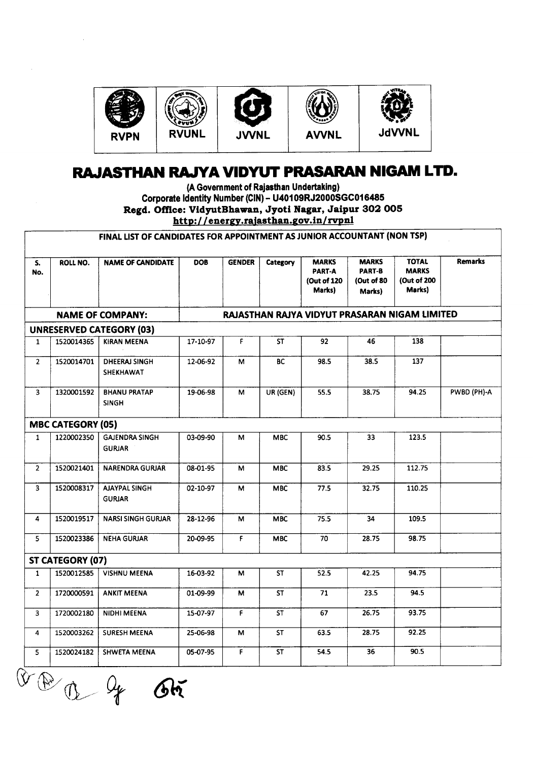RVPN | RVUNL | JVVNL | AVVNL | JdVVNL

# RAJASTHAN RAJYA VIDYUT PRASARAN NIGAM LTD.

**(A Government of Rajasthan Undertaking)**
**Corporate Identity Number (CIN) – U40109RJ2000SGC016485**
**Regd. Office: VidyutBhawan, Jyoti Nagar, Jaipur 302 005**
**http://energy.rajasthan.gov.in/rvpnl**

| FINAL LIST OF CANDIDATES FOR APPOINTMENT AS JUNIOR ACCOUNTANT (NON TSP) | | | | | | | | | |
|---|---|---|---|---|---|---|---|---|---|
| S. No. | ROLL NO. | NAME OF CANDIDATE | DOB | GENDER | Category | MARKS PART-A (Out of 120 Marks) | MARKS PART-B (Out of 80 Marks) | TOTAL MARKS (Out of 200 Marks) | Remarks |
| NAME OF COMPANY: | | | RAJASTHAN RAJYA VIDYUT PRASARAN NIGAM LIMITED | | | | | | |
| UNRESERVED CATEGORY (03) | | | | | | | | | |
| 1 | 1520014365 | KIRAN MEENA | 17-10-97 | F | ST | 92 | 46 | 138 | |
| 2 | 1520014701 | DHEERAJ SINGH SHEKHAWAT | 12-06-92 | M | BC | 98.5 | 38.5 | 137 | |
| 3 | 1320001592 | BHANU PRATAP SINGH | 19-06-98 | M | UR (GEN) | 55.5 | 38.75 | 94.25 | PWBD (PH)-A |
| MBC CATEGORY (05) | | | | | | | | | |
| 1 | 1220002350 | GAJENDRA SINGH GURJAR | 03-09-90 | M | MBC | 90.5 | 33 | 123.5 | |
| 2 | 1520021401 | NARENDRA GURJAR | 08-01-95 | M | MBC | 83.5 | 29.25 | 112.75 | |
| 3 | 1520008317 | AJAYPAL SINGH GURJAR | 02-10-97 | M | MBC | 77.5 | 32.75 | 110.25 | |
| 4 | 1520019517 | NARSI SINGH GURJAR | 28-12-96 | M | MBC | 75.5 | 34 | 109.5 | |
| 5 | 1520023386 | NEHA GURJAR | 20-09-95 | F | MBC | 70 | 28.75 | 98.75 | |
| ST CATEGORY (07) | | | | | | | | | |
| 1 | 1520012585 | VISHNU MEENA | 16-03-92 | M | ST | 52.5 | 42.25 | 94.75 | |
| 2 | 1720000591 | ANKIT MEENA | 01-09-99 | M | ST | 71 | 23.5 | 94.5 | |
| 3 | 1720002180 | NIDHI MEENA | 15-07-97 | F | ST | 67 | 26.75 | 93.75 | |
| 4 | 1520003262 | SURESH MEENA | 25-06-98 | M | ST | 63.5 | 28.75 | 92.25 | |
| 5 | 1520024182 | SHWETA MEENA | 05-07-95 | F | ST | 54.5 | 36 | 90.5 | |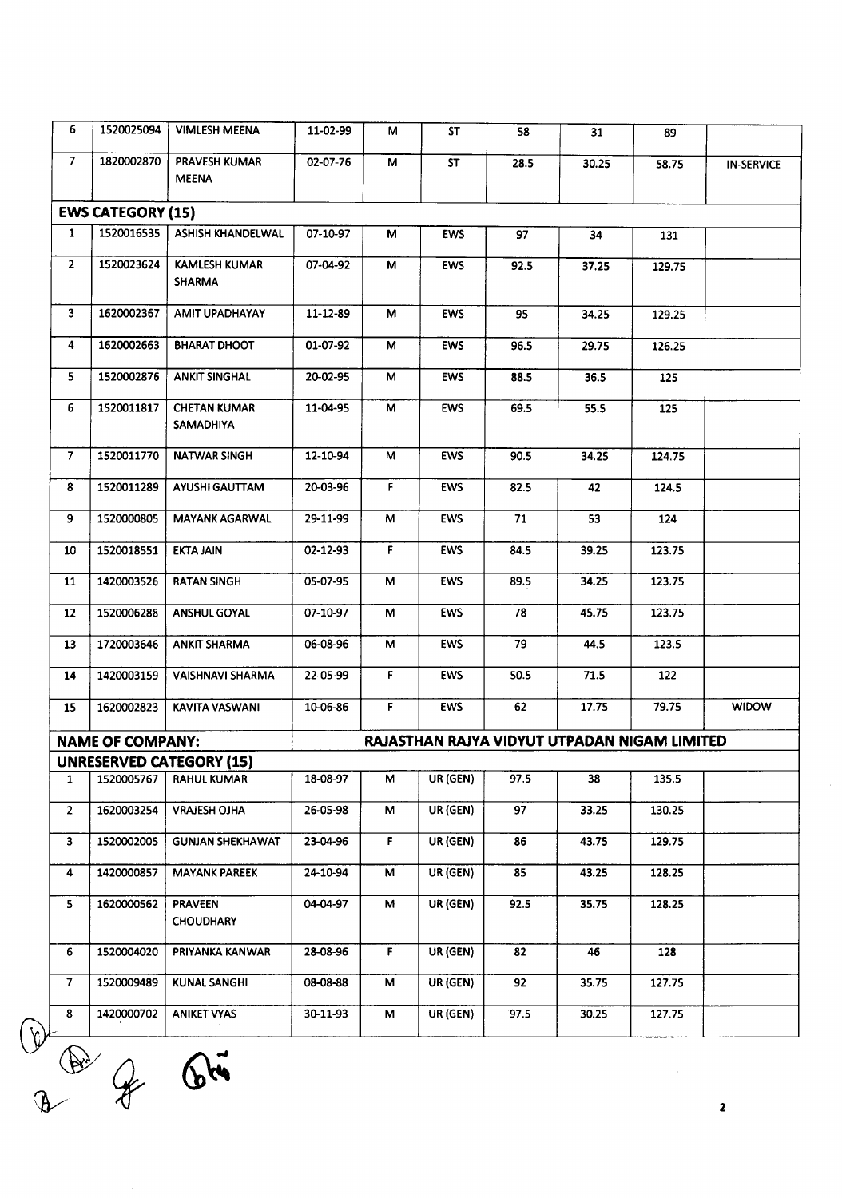| 6 | 1520025094 | VIMLESH MEENA | 11-02-99 | M | ST | 58 | 31 | 89 | |
|---|---|---|---|---|---|---|---|---|---|
| 7 | 1820002870 | PRAVESH KUMAR MEENA | 02-07-76 | M | ST | 28.5 | 30.25 | 58.75 | IN-SERVICE |
| **EWS CATEGORY (15)** | | | | | | | | | |
| 1 | 1520016535 | ASHISH KHANDELWAL | 07-10-97 | M | EWS | 97 | 34 | 131 | |
| 2 | 1520023624 | KAMLESH KUMAR SHARMA | 07-04-92 | M | EWS | 92.5 | 37.25 | 129.75 | |
| 3 | 1620002367 | AMIT UPADHAYAY | 11-12-89 | M | EWS | 95 | 34.25 | 129.25 | |
| 4 | 1620002663 | BHARAT DHOOT | 01-07-92 | M | EWS | 96.5 | 29.75 | 126.25 | |
| 5 | 1520002876 | ANKIT SINGHAL | 20-02-95 | M | EWS | 88.5 | 36.5 | 125 | |
| 6 | 1520011817 | CHETAN KUMAR SAMADHIYA | 11-04-95 | M | EWS | 69.5 | 55.5 | 125 | |
| 7 | 1520011770 | NATWAR SINGH | 12-10-94 | M | EWS | 90.5 | 34.25 | 124.75 | |
| 8 | 1520011289 | AYUSHI GAUTTAM | 20-03-96 | F | EWS | 82.5 | 42 | 124.5 | |
| 9 | 1520000805 | MAYANK AGARWAL | 29-11-99 | M | EWS | 71 | 53 | 124 | |
| 10 | 1520018551 | EKTA JAIN | 02-12-93 | F | EWS | 84.5 | 39.25 | 123.75 | |
| 11 | 1420003526 | RATAN SINGH | 05-07-95 | M | EWS | 89.5 | 34.25 | 123.75 | |
| 12 | 1520006288 | ANSHUL GOYAL | 07-10-97 | M | EWS | 78 | 45.75 | 123.75 | |
| 13 | 1720003646 | ANKIT SHARMA | 06-08-96 | M | EWS | 79 | 44.5 | 123.5 | |
| 14 | 1420003159 | VAISHNAVI SHARMA | 22-05-99 | F | EWS | 50.5 | 71.5 | 122 | |
| 15 | 1620002823 | KAVITA VASWANI | 10-06-86 | F | EWS | 62 | 17.75 | 79.75 | WIDOW |
| **NAME OF COMPANY:** | | | **RAJASTHAN RAJYA VIDYUT UTPADAN NIGAM LIMITED** | | | | | | |
| **UNRESERVED CATEGORY (15)** | | | | | | | | | |
| 1 | 1520005767 | RAHUL KUMAR | 18-08-97 | M | UR (GEN) | 97.5 | 38 | 135.5 | |
| 2 | 1620003254 | VRAJESH OJHA | 26-05-98 | M | UR (GEN) | 97 | 33.25 | 130.25 | |
| 3 | 1520002005 | GUNJAN SHEKHAWAT | 23-04-96 | F | UR (GEN) | 86 | 43.75 | 129.75 | |
| 4 | 1420000857 | MAYANK PAREEK | 24-10-94 | M | UR (GEN) | 85 | 43.25 | 128.25 | |
| 5 | 1620000562 | PRAVEEN CHOUDHARY | 04-04-97 | M | UR (GEN) | 92.5 | 35.75 | 128.25 | |
| 6 | 1520004020 | PRIYANKA KANWAR | 28-08-96 | F | UR (GEN) | 82 | 46 | 128 | |
| 7 | 1520009489 | KUNAL SANGHI | 08-08-88 | M | UR (GEN) | 92 | 35.75 | 127.75 | |
| 8 | 1420000702 | ANIKET VYAS | 30-11-93 | M | UR (GEN) | 97.5 | 30.25 | 127.75 | |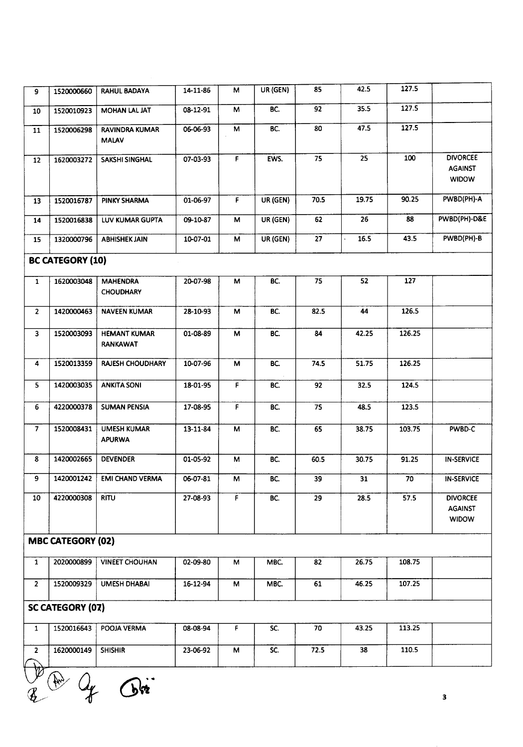| | | | | | | | | | |
|---|---|---|---|---|---|---|---|---|---|
| 9 | 1520000660 | RAHUL BADAYA | 14-11-86 | M | UR (GEN) | 85 | 42.5 | 127.5 | |
| 10 | 1520010923 | MOHAN LAL JAT | 08-12-91 | M | BC. | 92 | 35.5 | 127.5 | |
| 11 | 1520006298 | RAVINDRA KUMAR MALAV | 06-06-93 | M | BC. | 80 | 47.5 | 127.5 | |
| 12 | 1620003272 | SAKSHI SINGHAL | 07-03-93 | F | EWS. | 75 | 25 | 100 | DIVORCEE AGAINST WIDOW |
| 13 | 1520016787 | PINKY SHARMA | 01-06-97 | F | UR (GEN) | 70.5 | 19.75 | 90.25 | PWBD(PH)-A |
| 14 | 1520016838 | LUV KUMAR GUPTA | 09-10-87 | M | UR (GEN) | 62 | 26 | 88 | PWBD(PH)-D&E |
| 15 | 1320000796 | ABHISHEK JAIN | 10-07-01 | M | UR (GEN) | 27 | 16.5 | 43.5 | PWBD(PH)-B |
| **BC CATEGORY (10)** | | | | | | | | | |
| 1 | 1620003048 | MAHENDRA CHOUDHARY | 20-07-98 | M | BC. | 75 | 52 | 127 | |
| 2 | 1420000463 | NAVEEN KUMAR | 28-10-93 | M | BC. | 82.5 | 44 | 126.5 | |
| 3 | 1520003093 | HEMANT KUMAR RANKAWAT | 01-08-89 | M | BC. | 84 | 42.25 | 126.25 | |
| 4 | 1520013359 | RAJESH CHOUDHARY | 10-07-96 | M | BC. | 74.5 | 51.75 | 126.25 | |
| 5 | 1420003035 | ANKITA SONI | 18-01-95 | F | BC. | 92 | 32.5 | 124.5 | |
| 6 | 4220000378 | SUMAN PENSIA | 17-08-95 | F | BC. | 75 | 48.5 | 123.5 | |
| 7 | 1520008431 | UMESH KUMAR APURWA | 13-11-84 | M | BC. | 65 | 38.75 | 103.75 | PWBD-C |
| 8 | 1420002665 | DEVENDER | 01-05-92 | M | BC. | 60.5 | 30.75 | 91.25 | IN-SERVICE |
| 9 | 1420001242 | EMI CHAND VERMA | 06-07-81 | M | BC. | 39 | 31 | 70 | IN-SERVICE |
| 10 | 4220000308 | RITU | 27-08-93 | F | BC. | 29 | 28.5 | 57.5 | DIVORCEE AGAINST WIDOW |
| **MBC CATEGORY (02)** | | | | | | | | | |
| 1 | 2020000899 | VINEET CHOUHAN | 02-09-80 | M | MBC. | 82 | 26.75 | 108.75 | |
| 2 | 1520009329 | UMESH DHABAI | 16-12-94 | M | MBC. | 61 | 46.25 | 107.25 | |
| **SC CATEGORY (07)** | | | | | | | | | |
| 1 | 1520016643 | POOJA VERMA | 08-08-94 | F | SC. | 70 | 43.25 | 113.25 | |
| 2 | 1620000149 | SHISHIR | 23-06-92 | M | SC. | 72.5 | 38 | 110.5 | |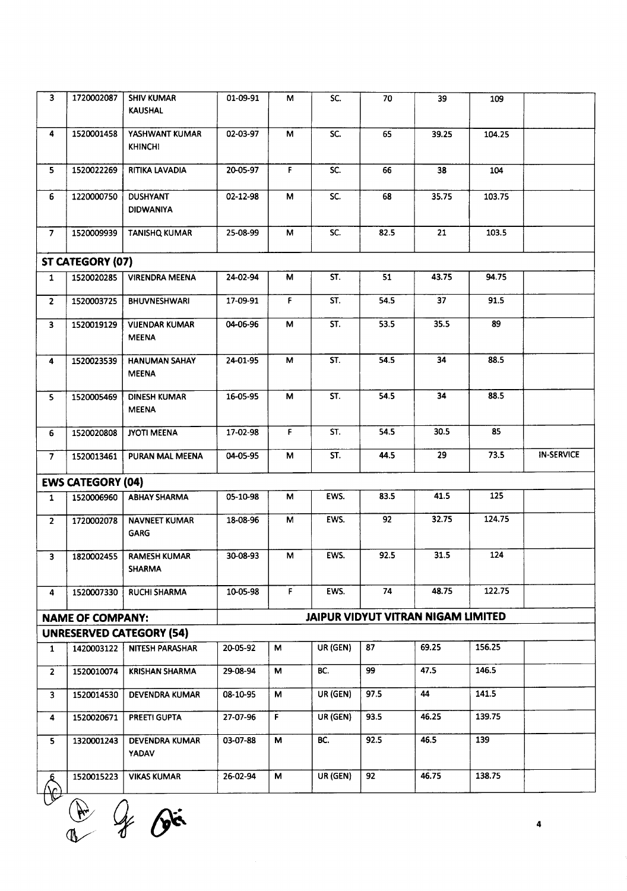| | | | | | | | | | |
|---|---|---|---|---|---|---|---|---|---|
| 3 | 1720002087 | SHIV KUMAR KAUSHAL | 01-09-91 | M | SC. | 70 | 39 | 109 | |
| 4 | 1520001458 | YASHWANT KUMAR KHINCHI | 02-03-97 | M | SC. | 65 | 39.25 | 104.25 | |
| 5 | 1520022269 | RITIKA LAVADIA | 20-05-97 | F | SC. | 66 | 38 | 104 | |
| 6 | 1220000750 | DUSHYANT DIDWANIYA | 02-12-98 | M | SC. | 68 | 35.75 | 103.75 | |
| 7 | 1520009939 | TANISHQ KUMAR | 25-08-99 | M | SC. | 82.5 | 21 | 103.5 | |
| **ST CATEGORY (07)** | | | | | | | | | |
| 1 | 1520020285 | VIRENDRA MEENA | 24-02-94 | M | ST. | 51 | 43.75 | 94.75 | |
| 2 | 1520003725 | BHUVNESHWARI | 17-09-91 | F | ST. | 54.5 | 37 | 91.5 | |
| 3 | 1520019129 | VIJENDAR KUMAR MEENA | 04-06-96 | M | ST. | 53.5 | 35.5 | 89 | |
| 4 | 1520023539 | HANUMAN SAHAY MEENA | 24-01-95 | M | ST. | 54.5 | 34 | 88.5 | |
| 5 | 1520005469 | DINESH KUMAR MEENA | 16-05-95 | M | ST. | 54.5 | 34 | 88.5 | |
| 6 | 1520020808 | JYOTI MEENA | 17-02-98 | F | ST. | 54.5 | 30.5 | 85 | |
| 7 | 1520013461 | PURAN MAL MEENA | 04-05-95 | M | ST. | 44.5 | 29 | 73.5 | IN-SERVICE |
| **EWS CATEGORY (04)** | | | | | | | | | |
| 1 | 1520006960 | ABHAY SHARMA | 05-10-98 | M | EWS. | 83.5 | 41.5 | 125 | |
| 2 | 1720002078 | NAVNEET KUMAR GARG | 18-08-96 | M | EWS. | 92 | 32.75 | 124.75 | |
| 3 | 1820002455 | RAMESH KUMAR SHARMA | 30-08-93 | M | EWS. | 92.5 | 31.5 | 124 | |
| 4 | 1520007330 | RUCHI SHARMA | 10-05-98 | F | EWS. | 74 | 48.75 | 122.75 | |
| **NAME OF COMPANY:** | | | **JAIPUR VIDYUT VITRAN NIGAM LIMITED** | | | | | | |
| **UNRESERVED CATEGORY (54)** | | | | | | | | | |
| 1 | 1420003122 | NITESH PARASHAR | 20-05-92 | M | UR (GEN) | 87 | 69.25 | 156.25 | |
| 2 | 1520010074 | KRISHAN SHARMA | 29-08-94 | M | BC. | 99 | 47.5 | 146.5 | |
| 3 | 1520014530 | DEVENDRA KUMAR | 08-10-95 | M | UR (GEN) | 97.5 | 44 | 141.5 | |
| 4 | 1520020671 | PREETI GUPTA | 27-07-96 | F | UR (GEN) | 93.5 | 46.25 | 139.75 | |
| 5 | 1320001243 | DEVENDRA KUMAR YADAV | 03-07-88 | M | BC. | 92.5 | 46.5 | 139 | |
| 6 | 1520015223 | VIKAS KUMAR | 26-02-94 | M | UR (GEN) | 92 | 46.75 | 138.75 | |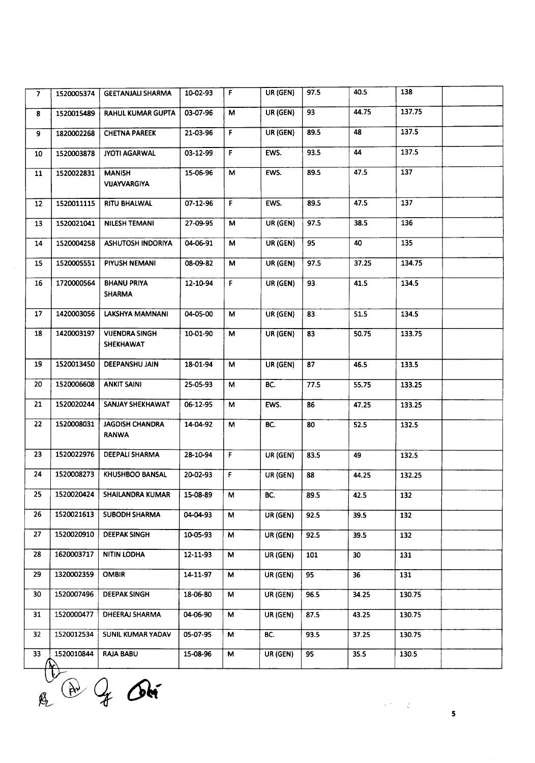| | | | | | | | | | |
|---|---|---|---|---|---|---|---|---|---|
| 7 | 1520005374 | GEETANJALI SHARMA | 10-02-93 | F | UR (GEN) | 97.5 | 40.5 | 138 | |
| 8 | 1520015489 | RAHUL KUMAR GUPTA | 03-07-96 | M | UR (GEN) | 93 | 44.75 | 137.75 | |
| 9 | 1820002268 | CHETNA PAREEK | 21-03-96 | F | UR (GEN) | 89.5 | 48 | 137.5 | |
| 10 | 1520003878 | JYOTI AGARWAL | 03-12-99 | F | EWS. | 93.5 | 44 | 137.5 | |
| 11 | 1520022831 | MANISH VIJAYVARGIYA | 15-06-96 | M | EWS. | 89.5 | 47.5 | 137 | |
| 12 | 1520011115 | RITU BHALWAL | 07-12-96 | F | EWS. | 89.5 | 47.5 | 137 | |
| 13 | 1520021041 | NILESH TEMANI | 27-09-95 | M | UR (GEN) | 97.5 | 38.5 | 136 | |
| 14 | 1520004258 | ASHUTOSH INDORIYA | 04-06-91 | M | UR (GEN) | 95 | 40 | 135 | |
| 15 | 1520005551 | PIYUSH NEMANI | 08-09-82 | M | UR (GEN) | 97.5 | 37.25 | 134.75 | |
| 16 | 1720000564 | BHANU PRIYA SHARMA | 12-10-94 | F | UR (GEN) | 93 | 41.5 | 134.5 | |
| 17 | 1420003056 | LAKSHYA MAMNANI | 04-05-00 | M | UR (GEN) | 83 | 51.5 | 134.5 | |
| 18 | 1420003197 | VIJENDRA SINGH SHEKHAWAT | 10-01-90 | M | UR (GEN) | 83 | 50.75 | 133.75 | |
| 19 | 1520013450 | DEEPANSHU JAIN | 18-01-94 | M | UR (GEN) | 87 | 46.5 | 133.5 | |
| 20 | 1520006608 | ANKIT SAINI | 25-05-93 | M | BC. | 77.5 | 55.75 | 133.25 | |
| 21 | 1520020244 | SANJAY SHEKHAWAT | 06-12-95 | M | EWS. | 86 | 47.25 | 133.25 | |
| 22 | 1520008031 | JAGDISH CHANDRA RANWA | 14-04-92 | M | BC. | 80 | 52.5 | 132.5 | |
| 23 | 1520022976 | DEEPALI SHARMA | 28-10-94 | F | UR (GEN) | 83.5 | 49 | 132.5 | |
| 24 | 1520008273 | KHUSHBOO BANSAL | 20-02-93 | F | UR (GEN) | 88 | 44.25 | 132.25 | |
| 25 | 1520020424 | SHAILANDRA KUMAR | 15-08-89 | M | BC. | 89.5 | 42.5 | 132 | |
| 26 | 1520021613 | SUBODH SHARMA | 04-04-93 | M | UR (GEN) | 92.5 | 39.5 | 132 | |
| 27 | 1520020910 | DEEPAK SINGH | 10-05-93 | M | UR (GEN) | 92.5 | 39.5 | 132 | |
| 28 | 1620003717 | NITIN LODHA | 12-11-93 | M | UR (GEN) | 101 | 30 | 131 | |
| 29 | 1320002359 | OMBIR | 14-11-97 | M | UR (GEN) | 95 | 36 | 131 | |
| 30 | 1520007496 | DEEPAK SINGH | 18-06-80 | M | UR (GEN) | 96.5 | 34.25 | 130.75 | |
| 31 | 1520000477 | DHEERAJ SHARMA | 04-06-90 | M | UR (GEN) | 87.5 | 43.25 | 130.75 | |
| 32 | 1520012534 | SUNIL KUMAR YADAV | 05-07-95 | M | BC. | 93.5 | 37.25 | 130.75 | |
| 33 | 1520010844 | RAJA BABU | 15-08-96 | M | UR (GEN) | 95 | 35.5 | 130.5 | |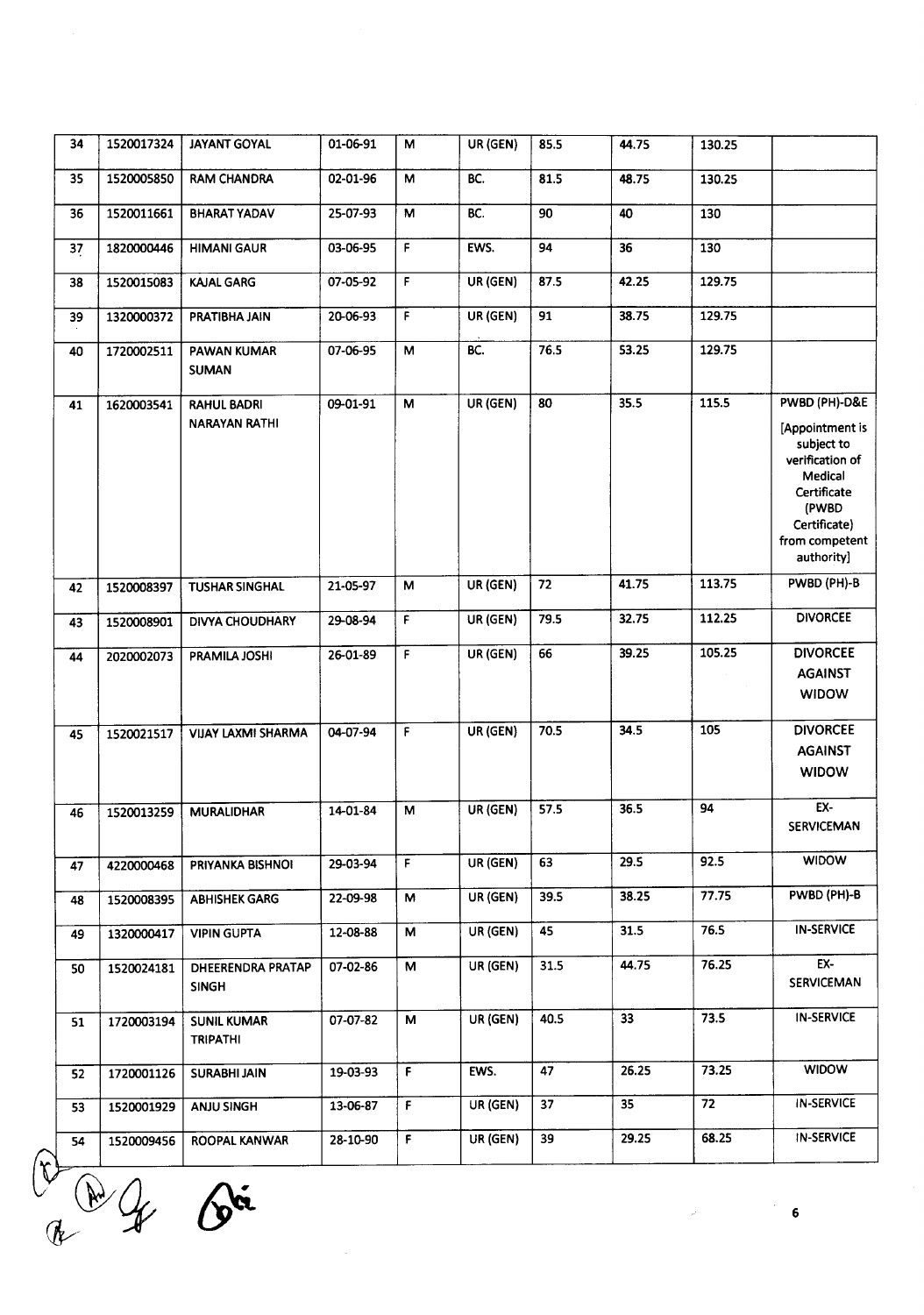| | | | | | | | | | |
|---|---|---|---|---|---|---|---|---|---|
| 34 | 1520017324 | JAYANT GOYAL | 01-06-91 | M | UR (GEN) | 85.5 | 44.75 | 130.25 | |
| 35 | 1520005850 | RAM CHANDRA | 02-01-96 | M | BC. | 81.5 | 48.75 | 130.25 | |
| 36 | 1520011661 | BHARAT YADAV | 25-07-93 | M | BC. | 90 | 40 | 130 | |
| 37 | 1820000446 | HIMANI GAUR | 03-06-95 | F | EWS. | 94 | 36 | 130 | |
| 38 | 1520015083 | KAJAL GARG | 07-05-92 | F | UR (GEN) | 87.5 | 42.25 | 129.75 | |
| 39 | 1320000372 | PRATIBHA JAIN | 20-06-93 | F | UR (GEN) | 91 | 38.75 | 129.75 | |
| 40 | 1720002511 | PAWAN KUMAR SUMAN | 07-06-95 | M | BC. | 76.5 | 53.25 | 129.75 | |
| 41 | 1620003541 | RAHUL BADRI NARAYAN RATHI | 09-01-91 | M | UR (GEN) | 80 | 35.5 | 115.5 | PWBD (PH)-D&E [Appointment is subject to verification of Medical Certificate (PWBD Certificate) from competent authority] |
| 42 | 1520008397 | TUSHAR SINGHAL | 21-05-97 | M | UR (GEN) | 72 | 41.75 | 113.75 | PWBD (PH)-B |
| 43 | 1520008901 | DIVYA CHOUDHARY | 29-08-94 | F | UR (GEN) | 79.5 | 32.75 | 112.25 | DIVORCEE |
| 44 | 2020002073 | PRAMILA JOSHI | 26-01-89 | F | UR (GEN) | 66 | 39.25 | 105.25 | DIVORCEE AGAINST WIDOW |
| 45 | 1520021517 | VIJAY LAXMI SHARMA | 04-07-94 | F | UR (GEN) | 70.5 | 34.5 | 105 | DIVORCEE AGAINST WIDOW |
| 46 | 1520013259 | MURALIDHAR | 14-01-84 | M | UR (GEN) | 57.5 | 36.5 | 94 | EX-SERVICEMAN |
| 47 | 4220000468 | PRIYANKA BISHNOI | 29-03-94 | F | UR (GEN) | 63 | 29.5 | 92.5 | WIDOW |
| 48 | 1520008395 | ABHISHEK GARG | 22-09-98 | M | UR (GEN) | 39.5 | 38.25 | 77.75 | PWBD (PH)-B |
| 49 | 1320000417 | VIPIN GUPTA | 12-08-88 | M | UR (GEN) | 45 | 31.5 | 76.5 | IN-SERVICE |
| 50 | 1520024181 | DHEERENDRA PRATAP SINGH | 07-02-86 | M | UR (GEN) | 31.5 | 44.75 | 76.25 | EX-SERVICEMAN |
| 51 | 1720003194 | SUNIL KUMAR TRIPATHI | 07-07-82 | M | UR (GEN) | 40.5 | 33 | 73.5 | IN-SERVICE |
| 52 | 1720001126 | SURABHI JAIN | 19-03-93 | F | EWS. | 47 | 26.25 | 73.25 | WIDOW |
| 53 | 1520001929 | ANJU SINGH | 13-06-87 | F | UR (GEN) | 37 | 35 | 72 | IN-SERVICE |
| 54 | 1520009456 | ROOPAL KANWAR | 28-10-90 | F | UR (GEN) | 39 | 29.25 | 68.25 | IN-SERVICE |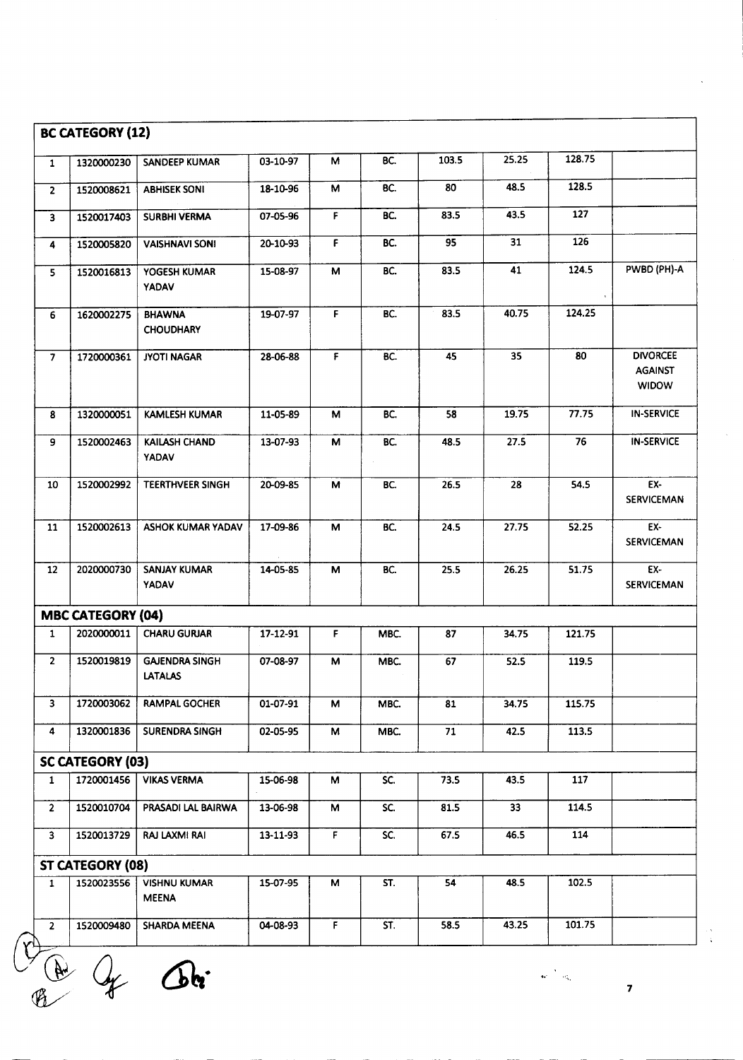**BC CATEGORY (12)**

| | | | | | | | | | |
|---|---|---|---|---|---|---|---|---|---|
| 1 | 1320000230 | SANDEEP KUMAR | 03-10-97 | M | BC. | 103.5 | 25.25 | 128.75 | |
| 2 | 1520008621 | ABHISEK SONI | 18-10-96 | M | BC. | 80 | 48.5 | 128.5 | |
| 3 | 1520017403 | SURBHI VERMA | 07-05-96 | F | BC. | 83.5 | 43.5 | 127 | |
| 4 | 1520005820 | VAISHNAVI SONI | 20-10-93 | F | BC. | 95 | 31 | 126 | |
| 5 | 1520016813 | YOGESH KUMAR YADAV | 15-08-97 | M | BC. | 83.5 | 41 | 124.5 | PWBD (PH)-A |
| 6 | 1620002275 | BHAWNA CHOUDHARY | 19-07-97 | F | BC. | 83.5 | 40.75 | 124.25 | |
| 7 | 1720000361 | JYOTI NAGAR | 28-06-88 | F | BC. | 45 | 35 | 80 | DIVORCEE AGAINST WIDOW |
| 8 | 1320000051 | KAMLESH KUMAR | 11-05-89 | M | BC. | 58 | 19.75 | 77.75 | IN-SERVICE |
| 9 | 1520002463 | KAILASH CHAND YADAV | 13-07-93 | M | BC. | 48.5 | 27.5 | 76 | IN-SERVICE |
| 10 | 1520002992 | TEERTHVEER SINGH | 20-09-85 | M | BC. | 26.5 | 28 | 54.5 | EX-SERVICEMAN |
| 11 | 1520002613 | ASHOK KUMAR YADAV | 17-09-86 | M | BC. | 24.5 | 27.75 | 52.25 | EX-SERVICEMAN |
| 12 | 2020000730 | SANJAY KUMAR YADAV | 14-05-85 | M | BC. | 25.5 | 26.25 | 51.75 | EX-SERVICEMAN |

**MBC CATEGORY (04)**

| | | | | | | | | | |
|---|---|---|---|---|---|---|---|---|---|
| 1 | 2020000011 | CHARU GURJAR | 17-12-91 | F | MBC. | 87 | 34.75 | 121.75 | |
| 2 | 1520019819 | GAJENDRA SINGH LATALAS | 07-08-97 | M | MBC. | 67 | 52.5 | 119.5 | |
| 3 | 1720003062 | RAMPAL GOCHER | 01-07-91 | M | MBC. | 81 | 34.75 | 115.75 | |
| 4 | 1320001836 | SURENDRA SINGH | 02-05-95 | M | MBC. | 71 | 42.5 | 113.5 | |

**SC CATEGORY (03)**

| | | | | | | | | | |
|---|---|---|---|---|---|---|---|---|---|
| 1 | 1720001456 | VIKAS VERMA | 15-06-98 | M | SC. | 73.5 | 43.5 | 117 | |
| 2 | 1520010704 | PRASADI LAL BAIRWA | 13-06-98 | M | SC. | 81.5 | 33 | 114.5 | |
| 3 | 1520013729 | RAJ LAXMI RAI | 13-11-93 | F | SC. | 67.5 | 46.5 | 114 | |

**ST CATEGORY (08)**

| | | | | | | | | | |
|---|---|---|---|---|---|---|---|---|---|
| 1 | 1520023556 | VISHNU KUMAR MEENA | 15-07-95 | M | ST. | 54 | 48.5 | 102.5 | |
| 2 | 1520009480 | SHARDA MEENA | 04-08-93 | F | ST. | 58.5 | 43.25 | 101.75 | |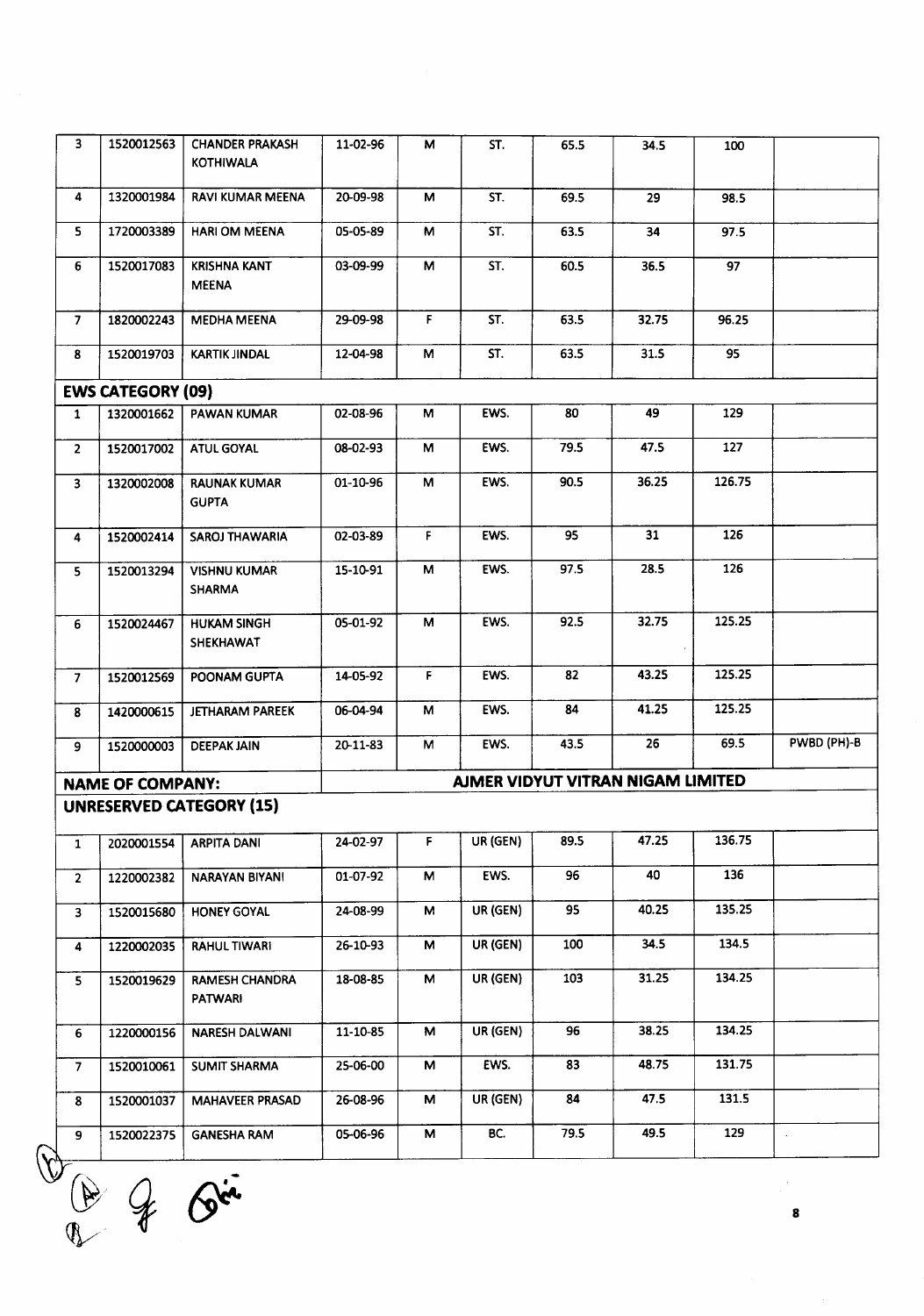| | | | | | | | | | |
|---|---|---|---|---|---|---|---|---|---|
| 3 | 1520012563 | CHANDER PRAKASH KOTHIWALA | 11-02-96 | M | ST. | 65.5 | 34.5 | 100 | |
| 4 | 1320001984 | RAVI KUMAR MEENA | 20-09-98 | M | ST. | 69.5 | 29 | 98.5 | |
| 5 | 1720003389 | HARI OM MEENA | 05-05-89 | M | ST. | 63.5 | 34 | 97.5 | |
| 6 | 1520017083 | KRISHNA KANT MEENA | 03-09-99 | M | ST. | 60.5 | 36.5 | 97 | |
| 7 | 1820002243 | MEDHA MEENA | 29-09-98 | F | ST. | 63.5 | 32.75 | 96.25 | |
| 8 | 1520019703 | KARTIK JINDAL | 12-04-98 | M | ST. | 63.5 | 31.5 | 95 | |
| **EWS CATEGORY (09)** | | | | | | | | | |
| 1 | 1320001662 | PAWAN KUMAR | 02-08-96 | M | EWS. | 80 | 49 | 129 | |
| 2 | 1520017002 | ATUL GOYAL | 08-02-93 | M | EWS. | 79.5 | 47.5 | 127 | |
| 3 | 1320002008 | RAUNAK KUMAR GUPTA | 01-10-96 | M | EWS. | 90.5 | 36.25 | 126.75 | |
| 4 | 1520002414 | SAROJ THAWARIA | 02-03-89 | F | EWS. | 95 | 31 | 126 | |
| 5 | 1520013294 | VISHNU KUMAR SHARMA | 15-10-91 | M | EWS. | 97.5 | 28.5 | 126 | |
| 6 | 1520024467 | HUKAM SINGH SHEKHAWAT | 05-01-92 | M | EWS. | 92.5 | 32.75 | 125.25 | |
| 7 | 1520012569 | POONAM GUPTA | 14-05-92 | F | EWS. | 82 | 43.25 | 125.25 | |
| 8 | 1420000615 | JETHARAM PAREEK | 06-04-94 | M | EWS. | 84 | 41.25 | 125.25 | |
| 9 | 1520000003 | DEEPAK JAIN | 20-11-83 | M | EWS. | 43.5 | 26 | 69.5 | PWBD (PH)-B |

**NAME OF COMPANY:** **AJMER VIDYUT VITRAN NIGAM LIMITED**

**UNRESERVED CATEGORY (15)**

| | | | | | | | | | |
|---|---|---|---|---|---|---|---|---|---|
| 1 | 2020001554 | ARPITA DANI | 24-02-97 | F | UR (GEN) | 89.5 | 47.25 | 136.75 | |
| 2 | 1220002382 | NARAYAN BIYANI | 01-07-92 | M | EWS. | 96 | 40 | 136 | |
| 3 | 1520015680 | HONEY GOYAL | 24-08-99 | M | UR (GEN) | 95 | 40.25 | 135.25 | |
| 4 | 1220002035 | RAHUL TIWARI | 26-10-93 | M | UR (GEN) | 100 | 34.5 | 134.5 | |
| 5 | 1520019629 | RAMESH CHANDRA PATWARI | 18-08-85 | M | UR (GEN) | 103 | 31.25 | 134.25 | |
| 6 | 1220000156 | NARESH DALWANI | 11-10-85 | M | UR (GEN) | 96 | 38.25 | 134.25 | |
| 7 | 1520010061 | SUMIT SHARMA | 25-06-00 | M | EWS. | 83 | 48.75 | 131.75 | |
| 8 | 1520001037 | MAHAVEER PRASAD | 26-08-96 | M | UR (GEN) | 84 | 47.5 | 131.5 | |
| 9 | 1520022375 | GANESHA RAM | 05-06-96 | M | BC. | 79.5 | 49.5 | 129 | |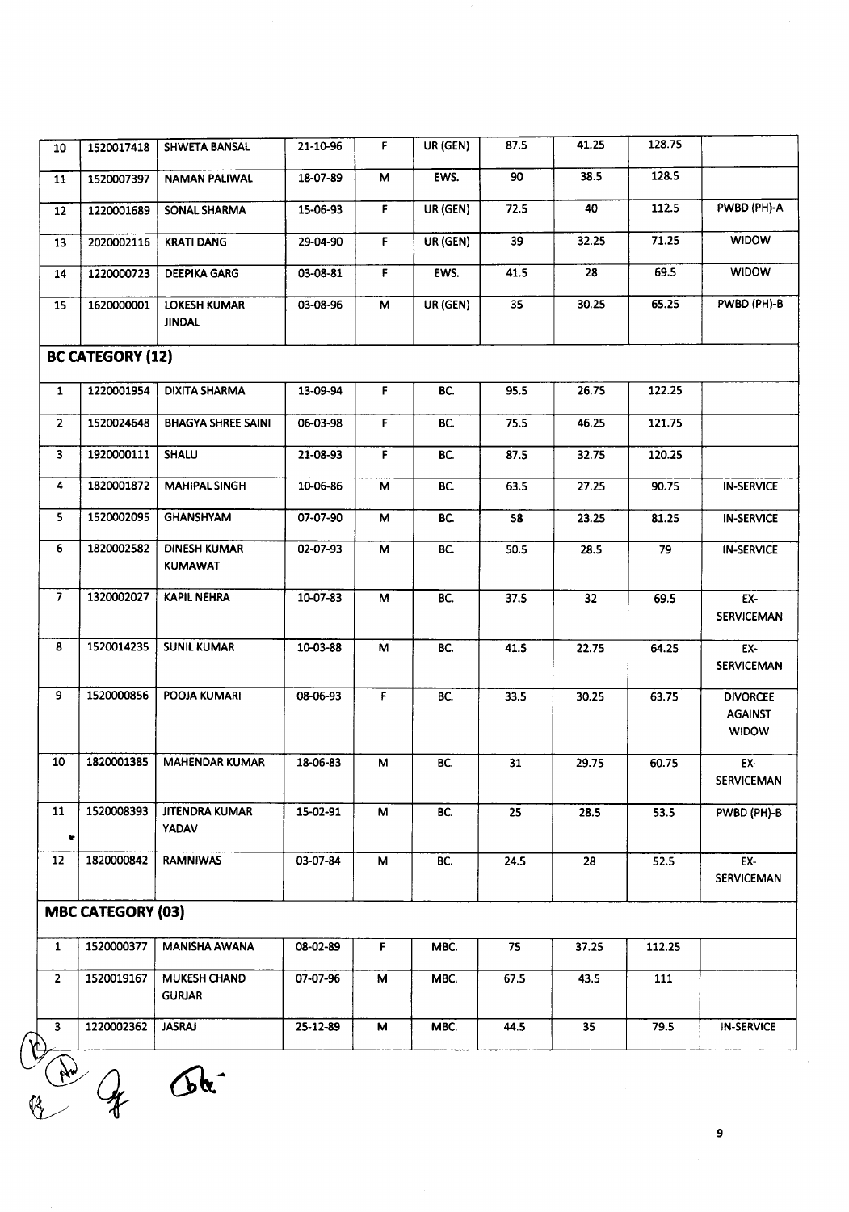| | | | | | | | | | |
|---|---|---|---|---|---|---|---|---|---|
| 10 | 1520017418 | SHWETA BANSAL | 21-10-96 | F | UR (GEN) | 87.5 | 41.25 | 128.75 | |
| 11 | 1520007397 | NAMAN PALIWAL | 18-07-89 | M | EWS. | 90 | 38.5 | 128.5 | |
| 12 | 1220001689 | SONAL SHARMA | 15-06-93 | F | UR (GEN) | 72.5 | 40 | 112.5 | PWBD (PH)-A |
| 13 | 2020002116 | KRATI DANG | 29-04-90 | F | UR (GEN) | 39 | 32.25 | 71.25 | WIDOW |
| 14 | 1220000723 | DEEPIKA GARG | 03-08-81 | F | EWS. | 41.5 | 28 | 69.5 | WIDOW |
| 15 | 1620000001 | LOKESH KUMAR JINDAL | 03-08-96 | M | UR (GEN) | 35 | 30.25 | 65.25 | PWBD (PH)-B |

## BC CATEGORY (12)

| | | | | | | | | | |
|---|---|---|---|---|---|---|---|---|---|
| 1 | 1220001954 | DIXITA SHARMA | 13-09-94 | F | BC. | 95.5 | 26.75 | 122.25 | |
| 2 | 1520024648 | BHAGYA SHREE SAINI | 06-03-98 | F | BC. | 75.5 | 46.25 | 121.75 | |
| 3 | 1920000111 | SHALU | 21-08-93 | F | BC. | 87.5 | 32.75 | 120.25 | |
| 4 | 1820001872 | MAHIPAL SINGH | 10-06-86 | M | BC. | 63.5 | 27.25 | 90.75 | IN-SERVICE |
| 5 | 1520002095 | GHANSHYAM | 07-07-90 | M | BC. | 58 | 23.25 | 81.25 | IN-SERVICE |
| 6 | 1820002582 | DINESH KUMAR KUMAWAT | 02-07-93 | M | BC. | 50.5 | 28.5 | 79 | IN-SERVICE |
| 7 | 1320002027 | KAPIL NEHRA | 10-07-83 | M | BC. | 37.5 | 32 | 69.5 | EX-SERVICEMAN |
| 8 | 1520014235 | SUNIL KUMAR | 10-03-88 | M | BC. | 41.5 | 22.75 | 64.25 | EX-SERVICEMAN |
| 9 | 1520000856 | POOJA KUMARI | 08-06-93 | F | BC. | 33.5 | 30.25 | 63.75 | DIVORCEE AGAINST WIDOW |
| 10 | 1820001385 | MAHENDAR KUMAR | 18-06-83 | M | BC. | 31 | 29.75 | 60.75 | EX-SERVICEMAN |
| 11 | 1520008393 | JITENDRA KUMAR YADAV | 15-02-91 | M | BC. | 25 | 28.5 | 53.5 | PWBD (PH)-B |
| 12 | 1820000842 | RAMNIWAS | 03-07-84 | M | BC. | 24.5 | 28 | 52.5 | EX-SERVICEMAN |

## MBC CATEGORY (03)

| | | | | | | | | | |
|---|---|---|---|---|---|---|---|---|---|
| 1 | 1520000377 | MANISHA AWANA | 08-02-89 | F | MBC. | 75 | 37.25 | 112.25 | |
| 2 | 1520019167 | MUKESH CHAND GURJAR | 07-07-96 | M | MBC. | 67.5 | 43.5 | 111 | |
| 3 | 1220002362 | JASRAJ | 25-12-89 | M | MBC. | 44.5 | 35 | 79.5 | IN-SERVICE |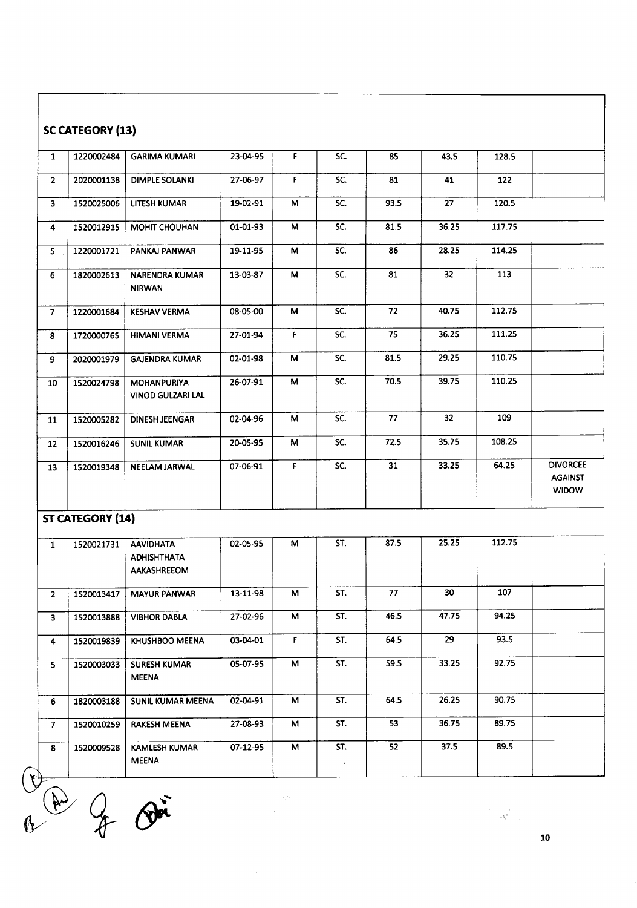## SC CATEGORY (13)

| | | | | | | | | | |
|---|---|---|---|---|---|---|---|---|---|
| 1 | 1220002484 | GARIMA KUMARI | 23-04-95 | F | SC. | 85 | 43.5 | 128.5 | |
| 2 | 2020001138 | DIMPLE SOLANKI | 27-06-97 | F | SC. | 81 | 41 | 122 | |
| 3 | 1520025006 | LITESH KUMAR | 19-02-91 | M | SC. | 93.5 | 27 | 120.5 | |
| 4 | 1520012915 | MOHIT CHOUHAN | 01-01-93 | M | SC. | 81.5 | 36.25 | 117.75 | |
| 5 | 1220001721 | PANKAJ PANWAR | 19-11-95 | M | SC. | 86 | 28.25 | 114.25 | |
| 6 | 1820002613 | NARENDRA KUMAR NIRWAN | 13-03-87 | M | SC. | 81 | 32 | 113 | |
| 7 | 1220001684 | KESHAV VERMA | 08-05-00 | M | SC. | 72 | 40.75 | 112.75 | |
| 8 | 1720000765 | HIMANI VERMA | 27-01-94 | F | SC. | 75 | 36.25 | 111.25 | |
| 9 | 2020001979 | GAJENDRA KUMAR | 02-01-98 | M | SC. | 81.5 | 29.25 | 110.75 | |
| 10 | 1520024798 | MOHANPURIYA VINOD GULZARI LAL | 26-07-91 | M | SC. | 70.5 | 39.75 | 110.25 | |
| 11 | 1520005282 | DINESH JEENGAR | 02-04-96 | M | SC. | 77 | 32 | 109 | |
| 12 | 1520016246 | SUNIL KUMAR | 20-05-95 | M | SC. | 72.5 | 35.75 | 108.25 | |
| 13 | 1520019348 | NEELAM JARWAL | 07-06-91 | F | SC. | 31 | 33.25 | 64.25 | DIVORCEE AGAINST WIDOW |

## ST CATEGORY (14)

| | | | | | | | | | |
|---|---|---|---|---|---|---|---|---|---|
| 1 | 1520021731 | AAVIDHATA ADHISHTHATA AAKASHREEOM | 02-05-95 | M | ST. | 87.5 | 25.25 | 112.75 | |
| 2 | 1520013417 | MAYUR PANWAR | 13-11-98 | M | ST. | 77 | 30 | 107 | |
| 3 | 1520013888 | VIBHOR DABLA | 27-02-96 | M | ST. | 46.5 | 47.75 | 94.25 | |
| 4 | 1520019839 | KHUSHBOO MEENA | 03-04-01 | F | ST. | 64.5 | 29 | 93.5 | |
| 5 | 1520003033 | SURESH KUMAR MEENA | 05-07-95 | M | ST. | 59.5 | 33.25 | 92.75 | |
| 6 | 1820003188 | SUNIL KUMAR MEENA | 02-04-91 | M | ST. | 64.5 | 26.25 | 90.75 | |
| 7 | 1520010259 | RAKESH MEENA | 27-08-93 | M | ST. | 53 | 36.75 | 89.75 | |
| 8 | 1520009528 | KAMLESH KUMAR MEENA | 07-12-95 | M | ST. | 52 | 37.5 | 89.5 | |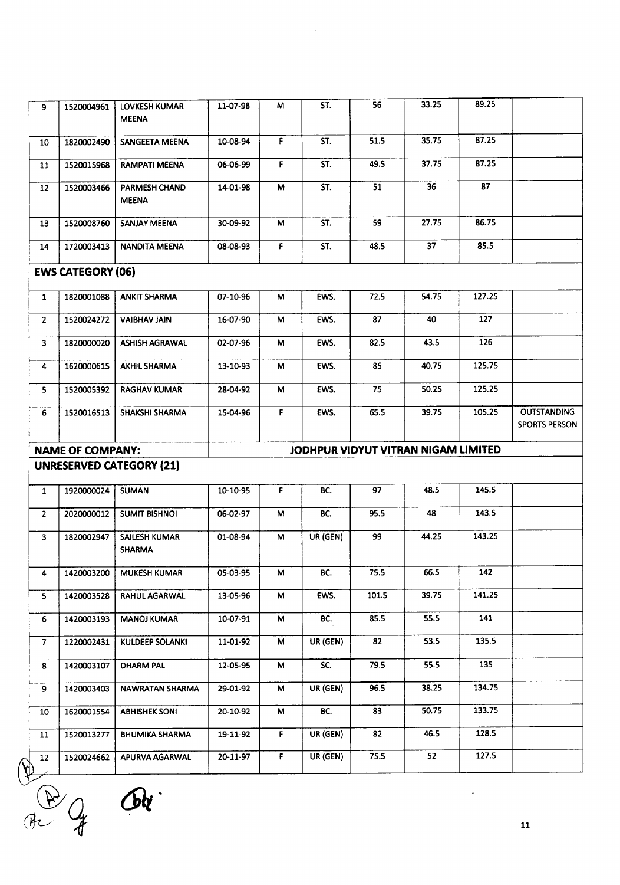| | | | | | | | | | |
|---|---|---|---|---|---|---|---|---|---|
| 9 | 1520004961 | LOVKESH KUMAR MEENA | 11-07-98 | M | ST. | 56 | 33.25 | 89.25 | |
| 10 | 1820002490 | SANGEETA MEENA | 10-08-94 | F | ST. | 51.5 | 35.75 | 87.25 | |
| 11 | 1520015968 | RAMPATI MEENA | 06-06-99 | F | ST. | 49.5 | 37.75 | 87.25 | |
| 12 | 1520003466 | PARMESH CHAND MEENA | 14-01-98 | M | ST. | 51 | 36 | 87 | |
| 13 | 1520008760 | SANJAY MEENA | 30-09-92 | M | ST. | 59 | 27.75 | 86.75 | |
| 14 | 1720003413 | NANDITA MEENA | 08-08-93 | F | ST. | 48.5 | 37 | 85.5 | |
| **EWS CATEGORY (06)** | | | | | | | | | |
| 1 | 1820001088 | ANKIT SHARMA | 07-10-96 | M | EWS. | 72.5 | 54.75 | 127.25 | |
| 2 | 1520024272 | VAIBHAV JAIN | 16-07-90 | M | EWS. | 87 | 40 | 127 | |
| 3 | 1820000020 | ASHISH AGRAWAL | 02-07-96 | M | EWS. | 82.5 | 43.5 | 126 | |
| 4 | 1620000615 | AKHIL SHARMA | 13-10-93 | M | EWS. | 85 | 40.75 | 125.75 | |
| 5 | 1520005392 | RAGHAV KUMAR | 28-04-92 | M | EWS. | 75 | 50.25 | 125.25 | |
| 6 | 1520016513 | SHAKSHI SHARMA | 15-04-96 | F | EWS. | 65.5 | 39.75 | 105.25 | OUTSTANDING SPORTS PERSON |
| **NAME OF COMPANY:** | | | **JODHPUR VIDYUT VITRAN NIGAM LIMITED** | | | | | | |
| **UNRESERVED CATEGORY (21)** | | | | | | | | | |
| 1 | 1920000024 | SUMAN | 10-10-95 | F | BC. | 97 | 48.5 | 145.5 | |
| 2 | 2020000012 | SUMIT BISHNOI | 06-02-97 | M | BC. | 95.5 | 48 | 143.5 | |
| 3 | 1820002947 | SAILESH KUMAR SHARMA | 01-08-94 | M | UR (GEN) | 99 | 44.25 | 143.25 | |
| 4 | 1420003200 | MUKESH KUMAR | 05-03-95 | M | BC. | 75.5 | 66.5 | 142 | |
| 5 | 1420003528 | RAHUL AGARWAL | 13-05-96 | M | EWS. | 101.5 | 39.75 | 141.25 | |
| 6 | 1420003193 | MANOJ KUMAR | 10-07-91 | M | BC. | 85.5 | 55.5 | 141 | |
| 7 | 1220002431 | KULDEEP SOLANKI | 11-01-92 | M | UR (GEN) | 82 | 53.5 | 135.5 | |
| 8 | 1420003107 | DHARM PAL | 12-05-95 | M | SC. | 79.5 | 55.5 | 135 | |
| 9 | 1420003403 | NAWRATAN SHARMA | 29-01-92 | M | UR (GEN) | 96.5 | 38.25 | 134.75 | |
| 10 | 1620001554 | ABHISHEK SONI | 20-10-92 | M | BC. | 83 | 50.75 | 133.75 | |
| 11 | 1520013277 | BHUMIKA SHARMA | 19-11-92 | F | UR (GEN) | 82 | 46.5 | 128.5 | |
| 12 | 1520024662 | APURVA AGARWAL | 20-11-97 | F | UR (GEN) | 75.5 | 52 | 127.5 | |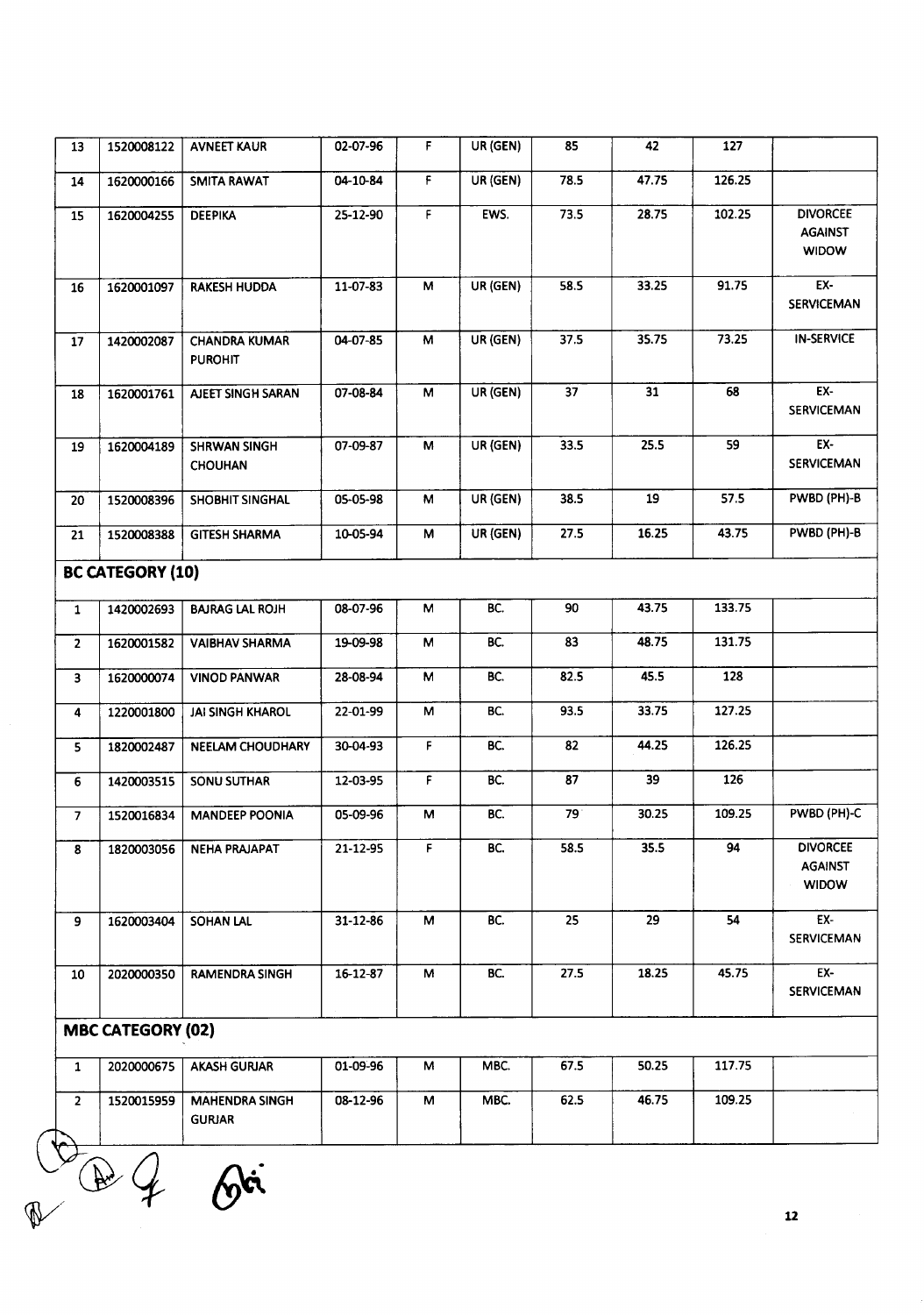| 13 | 1520008122 | AVNEET KAUR | 02-07-96 | F | UR (GEN) | 85 | 42 | 127 | |
|---|---|---|---|---|---|---|---|---|---|
| 14 | 1620000166 | SMITA RAWAT | 04-10-84 | F | UR (GEN) | 78.5 | 47.75 | 126.25 | |
| 15 | 1620004255 | DEEPIKA | 25-12-90 | F | EWS. | 73.5 | 28.75 | 102.25 | DIVORCEE AGAINST WIDOW |
| 16 | 1620001097 | RAKESH HUDDA | 11-07-83 | M | UR (GEN) | 58.5 | 33.25 | 91.75 | EX-SERVICEMAN |
| 17 | 1420002087 | CHANDRA KUMAR PUROHIT | 04-07-85 | M | UR (GEN) | 37.5 | 35.75 | 73.25 | IN-SERVICE |
| 18 | 1620001761 | AJEET SINGH SARAN | 07-08-84 | M | UR (GEN) | 37 | 31 | 68 | EX-SERVICEMAN |
| 19 | 1620004189 | SHRWAN SINGH CHOUHAN | 07-09-87 | M | UR (GEN) | 33.5 | 25.5 | 59 | EX-SERVICEMAN |
| 20 | 1520008396 | SHOBHIT SINGHAL | 05-05-98 | M | UR (GEN) | 38.5 | 19 | 57.5 | PWBD (PH)-B |
| 21 | 1520008388 | GITESH SHARMA | 10-05-94 | M | UR (GEN) | 27.5 | 16.25 | 43.75 | PWBD (PH)-B |

## BC CATEGORY (10)

| 1 | 1420002693 | BAJRAG LAL ROJH | 08-07-96 | M | BC. | 90 | 43.75 | 133.75 | |
|---|---|---|---|---|---|---|---|---|---|
| 2 | 1620001582 | VAIBHAV SHARMA | 19-09-98 | M | BC. | 83 | 48.75 | 131.75 | |
| 3 | 1620000074 | VINOD PANWAR | 28-08-94 | M | BC. | 82.5 | 45.5 | 128 | |
| 4 | 1220001800 | JAI SINGH KHAROL | 22-01-99 | M | BC. | 93.5 | 33.75 | 127.25 | |
| 5 | 1820002487 | NEELAM CHOUDHARY | 30-04-93 | F | BC. | 82 | 44.25 | 126.25 | |
| 6 | 1420003515 | SONU SUTHAR | 12-03-95 | F | BC. | 87 | 39 | 126 | |
| 7 | 1520016834 | MANDEEP POONIA | 05-09-96 | M | BC. | 79 | 30.25 | 109.25 | PWBD (PH)-C |
| 8 | 1820003056 | NEHA PRAJAPAT | 21-12-95 | F | BC. | 58.5 | 35.5 | 94 | DIVORCEE AGAINST WIDOW |
| 9 | 1620003404 | SOHAN LAL | 31-12-86 | M | BC. | 25 | 29 | 54 | EX-SERVICEMAN |
| 10 | 2020000350 | RAMENDRA SINGH | 16-12-87 | M | BC. | 27.5 | 18.25 | 45.75 | EX-SERVICEMAN |

## MBC CATEGORY (02)

| 1 | 2020000675 | AKASH GURJAR | 01-09-96 | M | MBC. | 67.5 | 50.25 | 117.75 | |
|---|---|---|---|---|---|---|---|---|---|
| 2 | 1520015959 | MAHENDRA SINGH GURJAR | 08-12-96 | M | MBC. | 62.5 | 46.75 | 109.25 | |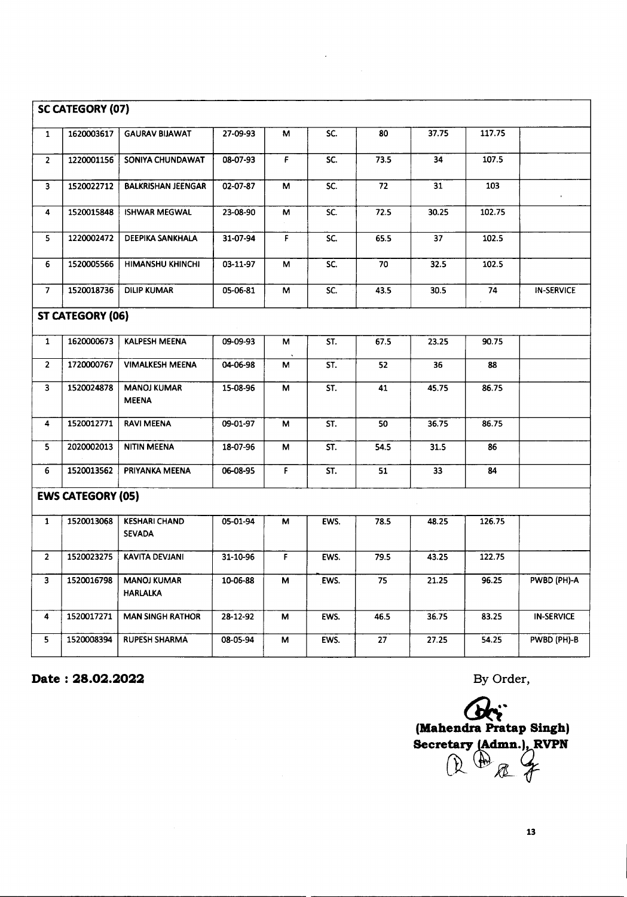| | | | | | | | | | |
|---|---|---|---|---|---|---|---|---|---|
| **SC CATEGORY (07)** | | | | | | | | | |
| 1 | 1620003617 | GAURAV BIJAWAT | 27-09-93 | M | SC. | 80 | 37.75 | 117.75 | |
| 2 | 1220001156 | SONIYA CHUNDAWAT | 08-07-93 | F | SC. | 73.5 | 34 | 107.5 | |
| 3 | 1520022712 | BALKRISHAN JEENGAR | 02-07-87 | M | SC. | 72 | 31 | 103 | |
| 4 | 1520015848 | ISHWAR MEGWAL | 23-08-90 | M | SC. | 72.5 | 30.25 | 102.75 | |
| 5 | 1220002472 | DEEPIKA SANKHALA | 31-07-94 | F | SC. | 65.5 | 37 | 102.5 | |
| 6 | 1520005566 | HIMANSHU KHINCHI | 03-11-97 | M | SC. | 70 | 32.5 | 102.5 | |
| 7 | 1520018736 | DILIP KUMAR | 05-06-81 | M | SC. | 43.5 | 30.5 | 74 | IN-SERVICE |
| **ST CATEGORY (06)** | | | | | | | | | |
| 1 | 1620000673 | KALPESH MEENA | 09-09-93 | M | ST. | 67.5 | 23.25 | 90.75 | |
| 2 | 1720000767 | VIMALKESH MEENA | 04-06-98 | M | ST. | 52 | 36 | 88 | |
| 3 | 1520024878 | MANOJ KUMAR MEENA | 15-08-96 | M | ST. | 41 | 45.75 | 86.75 | |
| 4 | 1520012771 | RAVI MEENA | 09-01-97 | M | ST. | 50 | 36.75 | 86.75 | |
| 5 | 2020002013 | NITIN MEENA | 18-07-96 | M | ST. | 54.5 | 31.5 | 86 | |
| 6 | 1520013562 | PRIYANKA MEENA | 06-08-95 | F | ST. | 51 | 33 | 84 | |
| **EWS CATEGORY (05)** | | | | | | | | | |
| 1 | 1520013068 | KESHARI CHAND SEVADA | 05-01-94 | M | EWS. | 78.5 | 48.25 | 126.75 | |
| 2 | 1520023275 | KAVITA DEVJANI | 31-10-96 | F | EWS. | 79.5 | 43.25 | 122.75 | |
| 3 | 1520016798 | MANOJ KUMAR HARLALKA | 10-06-88 | M | EWS. | 75 | 21.25 | 96.25 | PWBD (PH)-A |
| 4 | 1520017271 | MAN SINGH RATHOR | 28-12-92 | M | EWS. | 46.5 | 36.75 | 83.25 | IN-SERVICE |
| 5 | 1520008394 | RUPESH SHARMA | 08-05-94 | M | EWS. | 27 | 27.25 | 54.25 | PWBD (PH)-B |

**Date : 28.02.2022**

By Order,

**(Mahendra Pratap Singh)**
**Secretary (Admn.), RVPN**